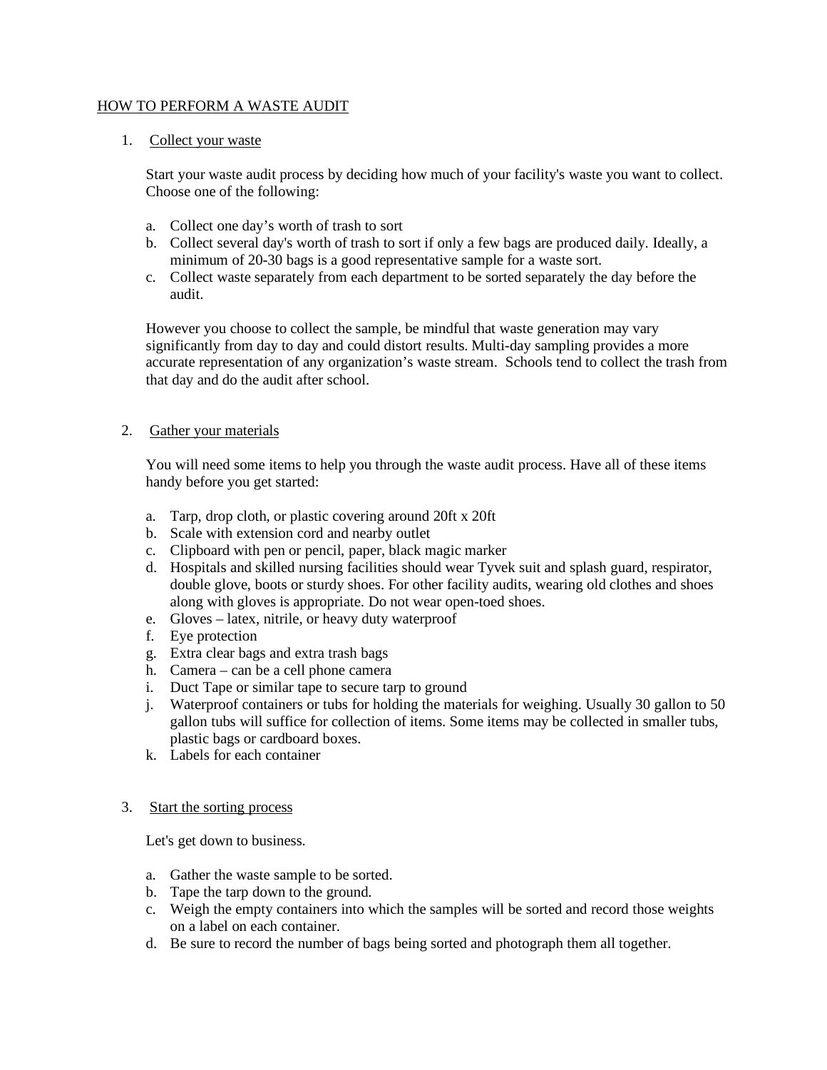# HOW TO PERFORM A WASTE AUDIT

1. Collect your waste

   Start your waste audit process by deciding how much of your facility's waste you want to collect. Choose one of the following:

   a. Collect one day's worth of trash to sort
   b. Collect several day's worth of trash to sort if only a few bags are produced daily. Ideally, a minimum of 20-30 bags is a good representative sample for a waste sort.
   c. Collect waste separately from each department to be sorted separately the day before the audit.

   However you choose to collect the sample, be mindful that waste generation may vary significantly from day to day and could distort results. Multi-day sampling provides a more accurate representation of any organization's waste stream. Schools tend to collect the trash from that day and do the audit after school.

2. Gather your materials

   You will need some items to help you through the waste audit process. Have all of these items handy before you get started:

   a. Tarp, drop cloth, or plastic covering around 20ft x 20ft
   b. Scale with extension cord and nearby outlet
   c. Clipboard with pen or pencil, paper, black magic marker
   d. Hospitals and skilled nursing facilities should wear Tyvek suit and splash guard, respirator, double glove, boots or sturdy shoes. For other facility audits, wearing old clothes and shoes along with gloves is appropriate. Do not wear open-toed shoes.
   e. Gloves – latex, nitrile, or heavy duty waterproof
   f. Eye protection
   g. Extra clear bags and extra trash bags
   h. Camera – can be a cell phone camera
   i. Duct Tape or similar tape to secure tarp to ground
   j. Waterproof containers or tubs for holding the materials for weighing. Usually 30 gallon to 50 gallon tubs will suffice for collection of items. Some items may be collected in smaller tubs, plastic bags or cardboard boxes.
   k. Labels for each container

3. Start the sorting process

   Let's get down to business.

   a. Gather the waste sample to be sorted.
   b. Tape the tarp down to the ground.
   c. Weigh the empty containers into which the samples will be sorted and record those weights on a label on each container.
   d. Be sure to record the number of bags being sorted and photograph them all together.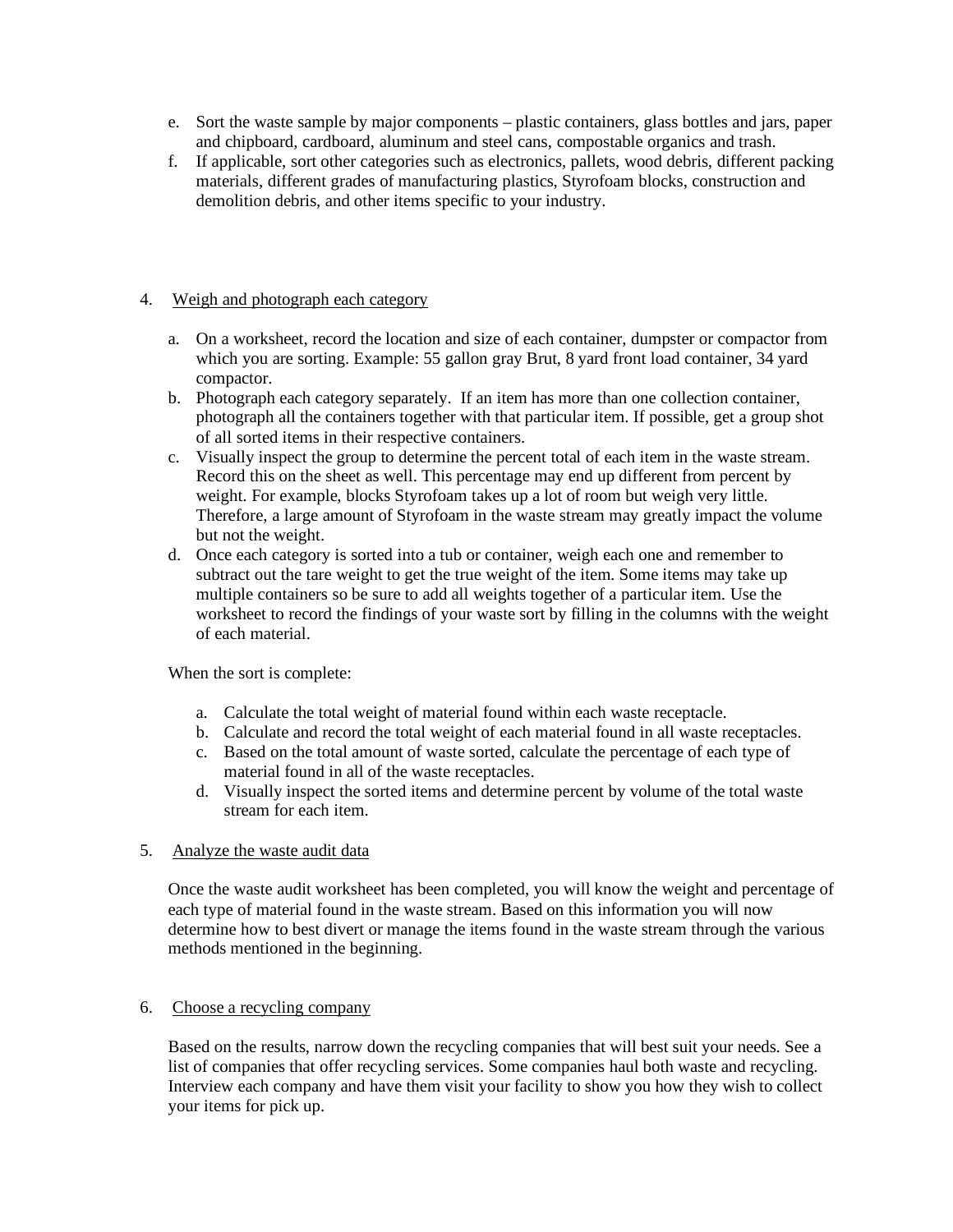e. Sort the waste sample by major components – plastic containers, glass bottles and jars, paper and chipboard, cardboard, aluminum and steel cans, compostable organics and trash.
f. If applicable, sort other categories such as electronics, pallets, wood debris, different packing materials, different grades of manufacturing plastics, Styrofoam blocks, construction and demolition debris, and other items specific to your industry.

4. Weigh and photograph each category

   a. On a worksheet, record the location and size of each container, dumpster or compactor from which you are sorting. Example: 55 gallon gray Brut, 8 yard front load container, 34 yard compactor.
   b. Photograph each category separately. If an item has more than one collection container, photograph all the containers together with that particular item. If possible, get a group shot of all sorted items in their respective containers.
   c. Visually inspect the group to determine the percent total of each item in the waste stream. Record this on the sheet as well. This percentage may end up different from percent by weight. For example, blocks Styrofoam takes up a lot of room but weigh very little. Therefore, a large amount of Styrofoam in the waste stream may greatly impact the volume but not the weight.
   d. Once each category is sorted into a tub or container, weigh each one and remember to subtract out the tare weight to get the true weight of the item. Some items may take up multiple containers so be sure to add all weights together of a particular item. Use the worksheet to record the findings of your waste sort by filling in the columns with the weight of each material.

   When the sort is complete:

   a. Calculate the total weight of material found within each waste receptacle.
   b. Calculate and record the total weight of each material found in all waste receptacles.
   c. Based on the total amount of waste sorted, calculate the percentage of each type of material found in all of the waste receptacles.
   d. Visually inspect the sorted items and determine percent by volume of the total waste stream for each item.

5. Analyze the waste audit data

   Once the waste audit worksheet has been completed, you will know the weight and percentage of each type of material found in the waste stream. Based on this information you will now determine how to best divert or manage the items found in the waste stream through the various methods mentioned in the beginning.

6. Choose a recycling company

   Based on the results, narrow down the recycling companies that will best suit your needs. See a list of companies that offer recycling services. Some companies haul both waste and recycling. Interview each company and have them visit your facility to show you how they wish to collect your items for pick up.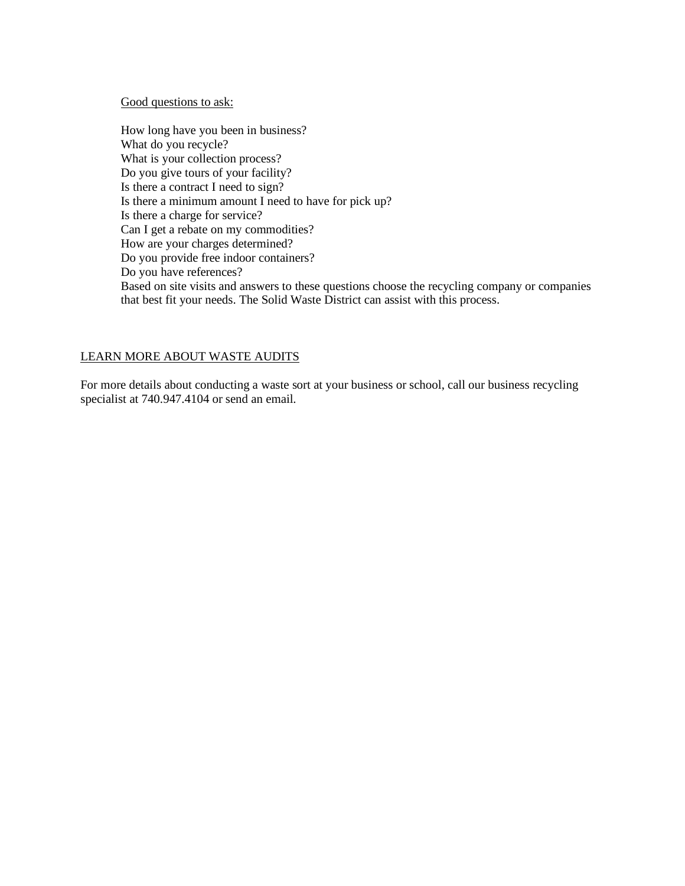Good questions to ask:

How long have you been in business?
What do you recycle?
What is your collection process?
Do you give tours of your facility?
Is there a contract I need to sign?
Is there a minimum amount I need to have for pick up?
Is there a charge for service?
Can I get a rebate on my commodities?
How are your charges determined?
Do you provide free indoor containers?
Do you have references?
Based on site visits and answers to these questions choose the recycling company or companies that best fit your needs. The Solid Waste District can assist with this process.

## LEARN MORE ABOUT WASTE AUDITS

For more details about conducting a waste sort at your business or school, call our business recycling specialist at 740.947.4104 or send an email.